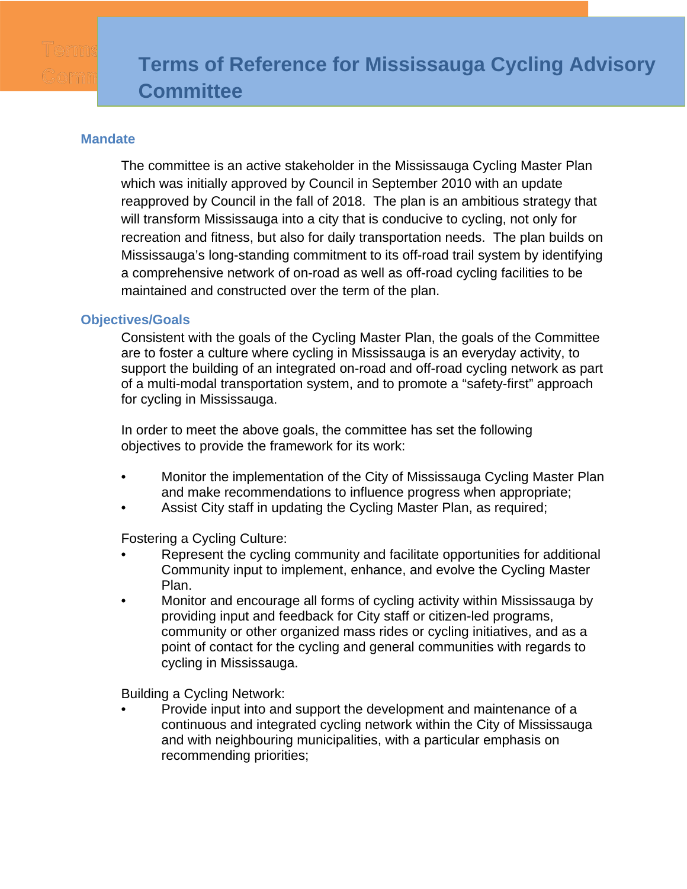# Terms of Reference for Mississauga Cycling Advisory Committee

## Mandate

The committee is an active stakeholder in the Mississauga Cycling Master Plan which was initially approved by Council in September 2010 with an update reapproved by Council in the fall of 2018. The plan is an ambitious strategy that will transform Mississauga into a city that is conducive to cycling, not only for recreation and fitness, but also for daily transportation needs. The plan builds on Mississauga's long-standing commitment to its off-road trail system by identifying a comprehensive network of on-road as well as off-road cycling facilities to be maintained and constructed over the term of the plan.

## Objectives/Goals

Consistent with the goals of the Cycling Master Plan, the goals of the Committee are to foster a culture where cycling in Mississauga is an everyday activity, to support the building of an integrated on-road and off-road cycling network as part of a multi-modal transportation system, and to promote a "safety-first" approach for cycling in Mississauga.

In order to meet the above goals, the committee has set the following objectives to provide the framework for its work:

- Monitor the implementation of the City of Mississauga Cycling Master Plan and make recommendations to influence progress when appropriate;
- Assist City staff in updating the Cycling Master Plan, as required;

Fostering a Cycling Culture:

- Represent the cycling community and facilitate opportunities for additional Community input to implement, enhance, and evolve the Cycling Master Plan.
- Monitor and encourage all forms of cycling activity within Mississauga by providing input and feedback for City staff or citizen-led programs, community or other organized mass rides or cycling initiatives, and as a point of contact for the cycling and general communities with regards to cycling in Mississauga.

Building a Cycling Network:

- Provide input into and support the development and maintenance of a continuous and integrated cycling network within the City of Mississauga and with neighbouring municipalities, with a particular emphasis on recommending priorities;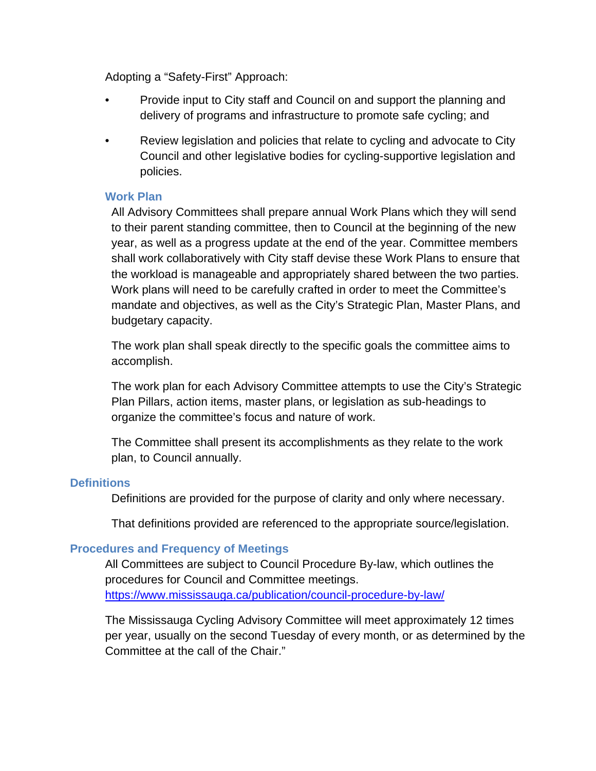Adopting a "Safety-First" Approach:

- Provide input to City staff and Council on and support the planning and delivery of programs and infrastructure to promote safe cycling; and
- Review legislation and policies that relate to cycling and advocate to City Council and other legislative bodies for cycling-supportive legislation and policies.

### Work Plan

All Advisory Committees shall prepare annual Work Plans which they will send to their parent standing committee, then to Council at the beginning of the new year, as well as a progress update at the end of the year. Committee members shall work collaboratively with City staff devise these Work Plans to ensure that the workload is manageable and appropriately shared between the two parties. Work plans will need to be carefully crafted in order to meet the Committee's mandate and objectives, as well as the City's Strategic Plan, Master Plans, and budgetary capacity.

The work plan shall speak directly to the specific goals the committee aims to accomplish.

The work plan for each Advisory Committee attempts to use the City's Strategic Plan Pillars, action items, master plans, or legislation as sub-headings to organize the committee's focus and nature of work.

The Committee shall present its accomplishments as they relate to the work plan, to Council annually.

## Definitions

Definitions are provided for the purpose of clarity and only where necessary.

That definitions provided are referenced to the appropriate source/legislation.

## Procedures and Frequency of Meetings

All Committees are subject to Council Procedure By-law, which outlines the procedures for Council and Committee meetings. [https://www.mississauga.ca/publication/council-procedure-by-law/](https://www.mississauga.ca/publication/council-procedure-by-law/)

The Mississauga Cycling Advisory Committee will meet approximately 12 times per year, usually on the second Tuesday of every month, or as determined by the Committee at the call of the Chair."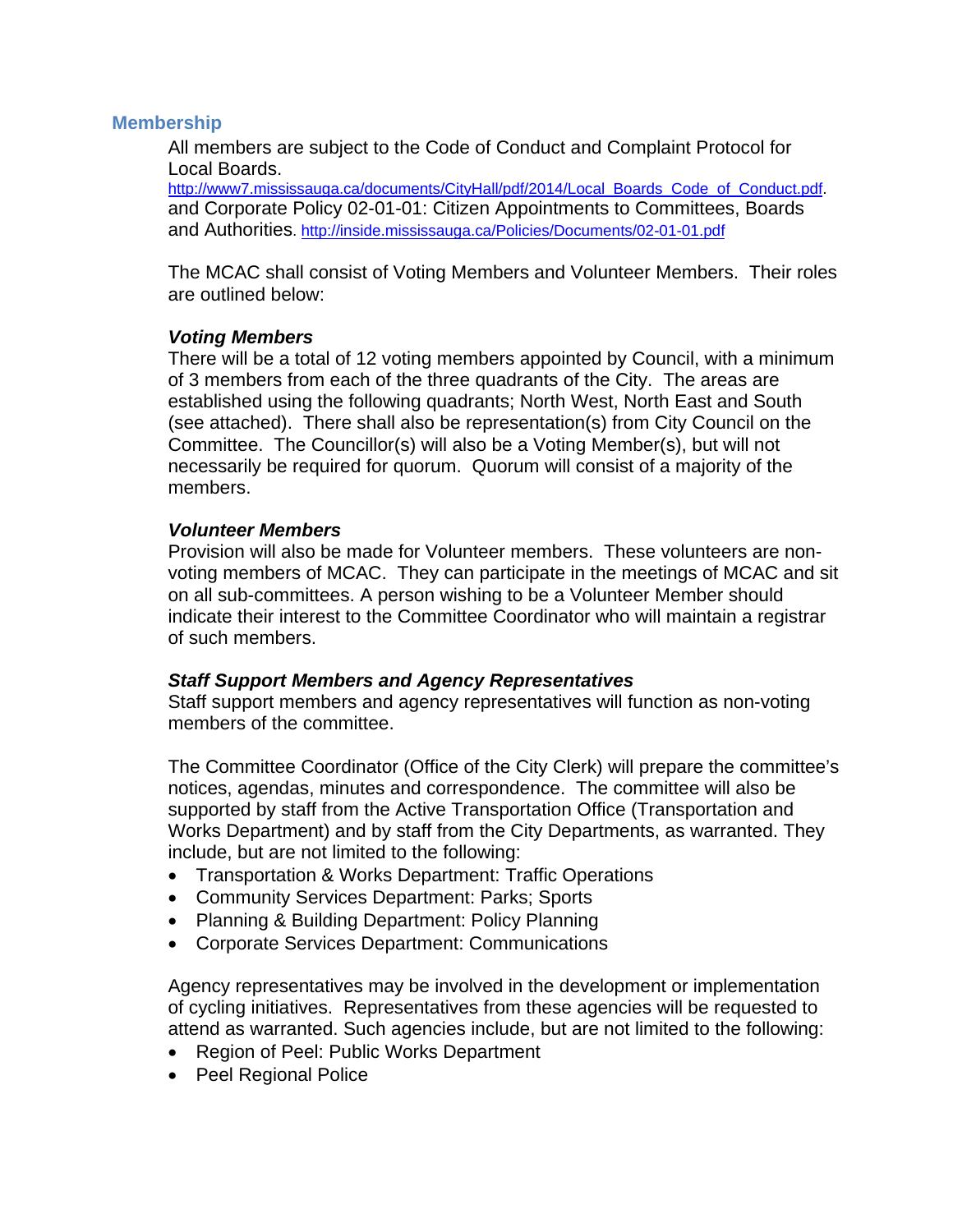## Membership

All members are subject to the Code of Conduct and Complaint Protocol for Local Boards.
http://www7.mississauga.ca/documents/CityHall/pdf/2014/Local_Boards_Code_of_Conduct.pdf.
and Corporate Policy 02-01-01: Citizen Appointments to Committees, Boards and Authorities. http://inside.mississauga.ca/Policies/Documents/02-01-01.pdf

The MCAC shall consist of Voting Members and Volunteer Members. Their roles are outlined below:

### *Voting Members*

There will be a total of 12 voting members appointed by Council, with a minimum of 3 members from each of the three quadrants of the City. The areas are established using the following quadrants; North West, North East and South (see attached). There shall also be representation(s) from City Council on the Committee. The Councillor(s) will also be a Voting Member(s), but will not necessarily be required for quorum. Quorum will consist of a majority of the members.

### *Volunteer Members*

Provision will also be made for Volunteer members. These volunteers are non-voting members of MCAC. They can participate in the meetings of MCAC and sit on all sub-committees. A person wishing to be a Volunteer Member should indicate their interest to the Committee Coordinator who will maintain a registrar of such members.

### *Staff Support Members and Agency Representatives*

Staff support members and agency representatives will function as non-voting members of the committee.

The Committee Coordinator (Office of the City Clerk) will prepare the committee's notices, agendas, minutes and correspondence. The committee will also be supported by staff from the Active Transportation Office (Transportation and Works Department) and by staff from the City Departments, as warranted. They include, but are not limited to the following:

- Transportation & Works Department: Traffic Operations
- Community Services Department: Parks; Sports
- Planning & Building Department: Policy Planning
- Corporate Services Department: Communications

Agency representatives may be involved in the development or implementation of cycling initiatives. Representatives from these agencies will be requested to attend as warranted. Such agencies include, but are not limited to the following:

- Region of Peel: Public Works Department
- Peel Regional Police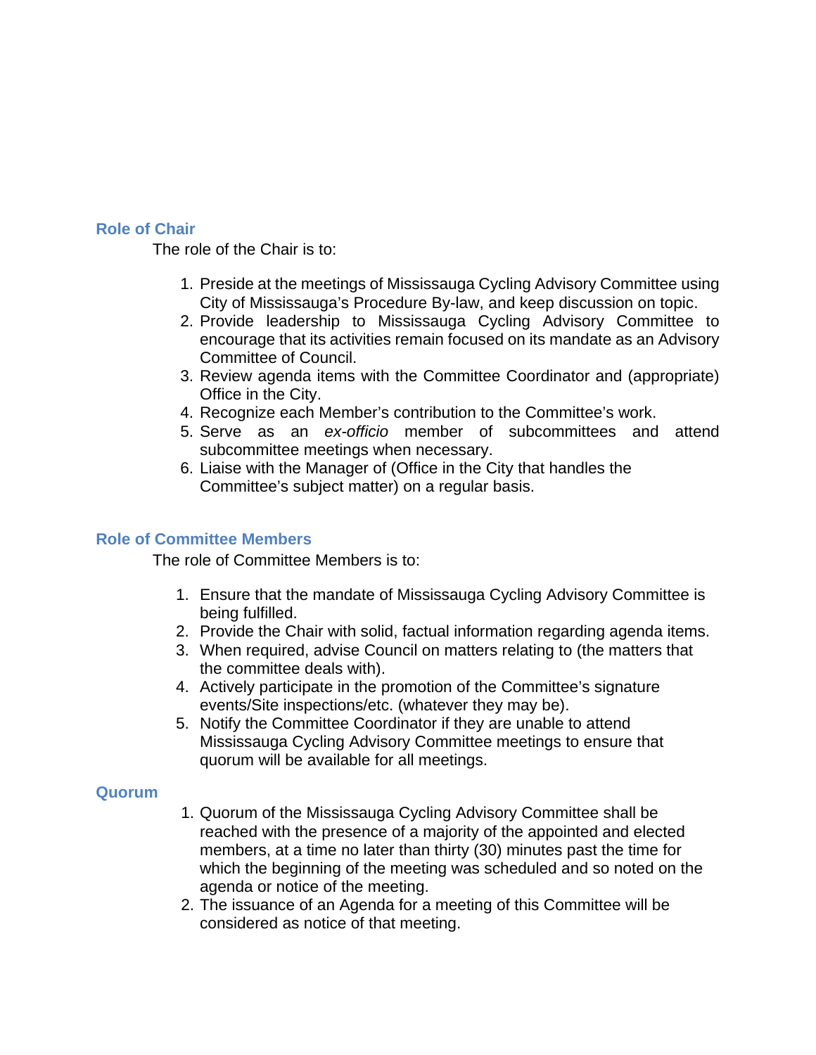## Role of Chair

The role of the Chair is to:

1. Preside at the meetings of Mississauga Cycling Advisory Committee using City of Mississauga's Procedure By-law, and keep discussion on topic.
2. Provide leadership to Mississauga Cycling Advisory Committee to encourage that its activities remain focused on its mandate as an Advisory Committee of Council.
3. Review agenda items with the Committee Coordinator and (appropriate) Office in the City.
4. Recognize each Member's contribution to the Committee's work.
5. Serve as an *ex-officio* member of subcommittees and attend subcommittee meetings when necessary.
6. Liaise with the Manager of (Office in the City that handles the Committee's subject matter) on a regular basis.

## Role of Committee Members

The role of Committee Members is to:

1. Ensure that the mandate of Mississauga Cycling Advisory Committee is being fulfilled.
2. Provide the Chair with solid, factual information regarding agenda items.
3. When required, advise Council on matters relating to (the matters that the committee deals with).
4. Actively participate in the promotion of the Committee's signature events/Site inspections/etc. (whatever they may be).
5. Notify the Committee Coordinator if they are unable to attend Mississauga Cycling Advisory Committee meetings to ensure that quorum will be available for all meetings.

## Quorum

1. Quorum of the Mississauga Cycling Advisory Committee shall be reached with the presence of a majority of the appointed and elected members, at a time no later than thirty (30) minutes past the time for which the beginning of the meeting was scheduled and so noted on the agenda or notice of the meeting.
2. The issuance of an Agenda for a meeting of this Committee will be considered as notice of that meeting.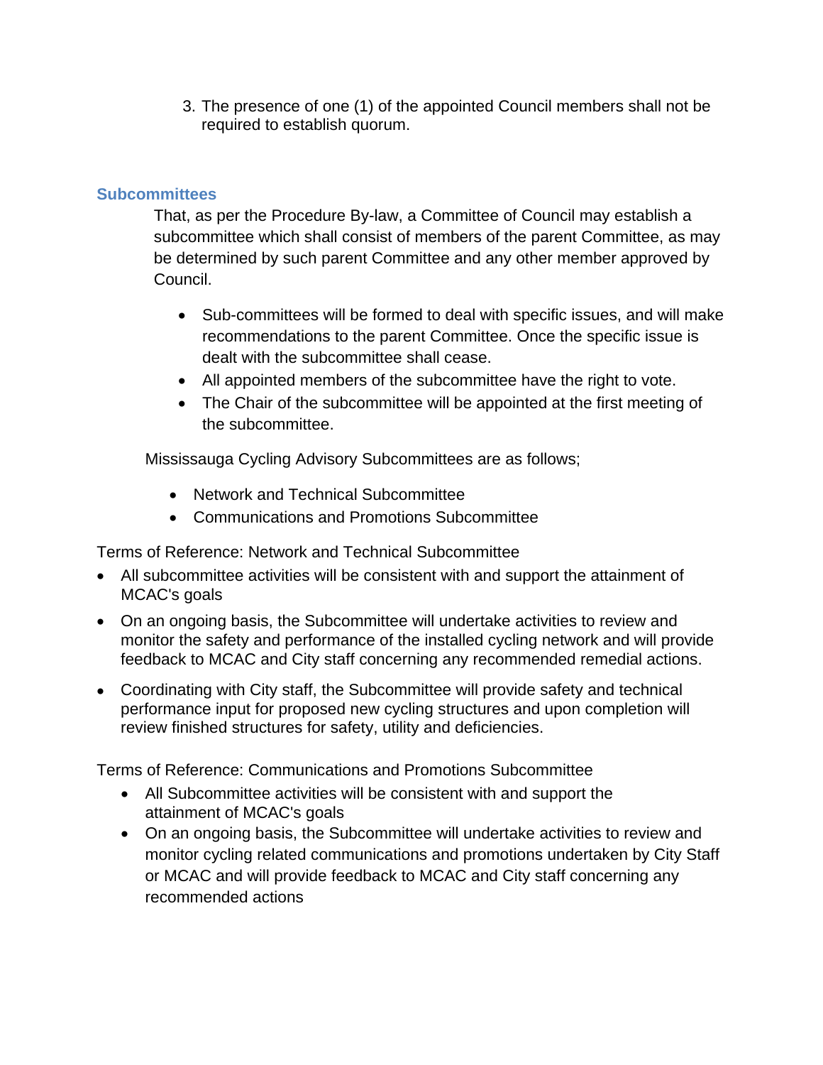3. The presence of one (1) of the appointed Council members shall not be required to establish quorum.

## Subcommittees

That, as per the Procedure By-law, a Committee of Council may establish a subcommittee which shall consist of members of the parent Committee, as may be determined by such parent Committee and any other member approved by Council.

- Sub-committees will be formed to deal with specific issues, and will make recommendations to the parent Committee. Once the specific issue is dealt with the subcommittee shall cease.
- All appointed members of the subcommittee have the right to vote.
- The Chair of the subcommittee will be appointed at the first meeting of the subcommittee.

Mississauga Cycling Advisory Subcommittees are as follows;

- Network and Technical Subcommittee
- Communications and Promotions Subcommittee

Terms of Reference: Network and Technical Subcommittee

- All subcommittee activities will be consistent with and support the attainment of MCAC's goals
- On an ongoing basis, the Subcommittee will undertake activities to review and monitor the safety and performance of the installed cycling network and will provide feedback to MCAC and City staff concerning any recommended remedial actions.
- Coordinating with City staff, the Subcommittee will provide safety and technical performance input for proposed new cycling structures and upon completion will review finished structures for safety, utility and deficiencies.

Terms of Reference: Communications and Promotions Subcommittee

- All Subcommittee activities will be consistent with and support the attainment of MCAC's goals
- On an ongoing basis, the Subcommittee will undertake activities to review and monitor cycling related communications and promotions undertaken by City Staff or MCAC and will provide feedback to MCAC and City staff concerning any recommended actions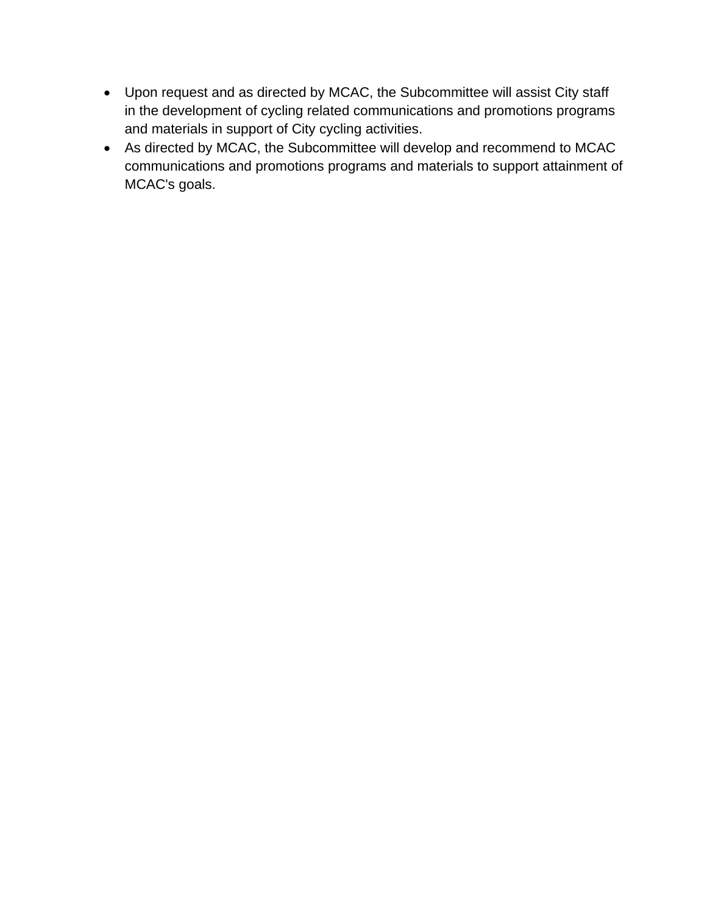- Upon request and as directed by MCAC, the Subcommittee will assist City staff in the development of cycling related communications and promotions programs and materials in support of City cycling activities.
- As directed by MCAC, the Subcommittee will develop and recommend to MCAC communications and promotions programs and materials to support attainment of MCAC's goals.